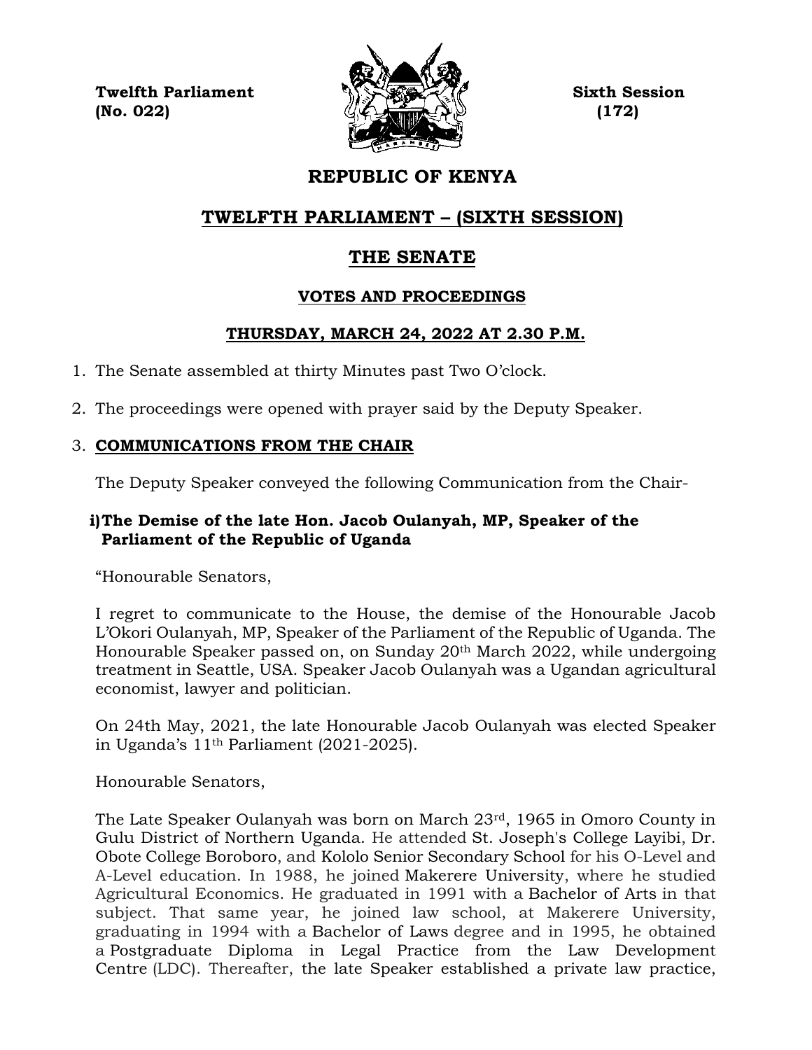**Twelfth Parliament** **Sixth Session**
**(No. 022)** **(172)**

# REPUBLIC OF KENYA

## TWELFTH PARLIAMENT – (SIXTH SESSION)

## THE SENATE

### VOTES AND PROCEEDINGS

### THURSDAY, MARCH 24, 2022 AT 2.30 P.M.

1. The Senate assembled at thirty Minutes past Two O'clock.

2. The proceedings were opened with prayer said by the Deputy Speaker.

3. **COMMUNICATIONS FROM THE CHAIR**

   The Deputy Speaker conveyed the following Communication from the Chair-

   **i) The Demise of the late Hon. Jacob Oulanyah, MP, Speaker of the Parliament of the Republic of Uganda**

   "Honourable Senators,

   I regret to communicate to the House, the demise of the Honourable Jacob L'Okori Oulanyah, MP, Speaker of the Parliament of the Republic of Uganda. The Honourable Speaker passed on, on Sunday 20th March 2022, while undergoing treatment in Seattle, USA. Speaker Jacob Oulanyah was a Ugandan agricultural economist, lawyer and politician.

   On 24th May, 2021, the late Honourable Jacob Oulanyah was elected Speaker in Uganda's 11th Parliament (2021-2025).

   Honourable Senators,

   The Late Speaker Oulanyah was born on March 23rd, 1965 in Omoro County in Gulu District of Northern Uganda. He attended St. Joseph's College Layibi, Dr. Obote College Boroboro, and Kololo Senior Secondary School for his O-Level and A-Level education. In 1988, he joined Makerere University, where he studied Agricultural Economics. He graduated in 1991 with a Bachelor of Arts in that subject. That same year, he joined law school, at Makerere University, graduating in 1994 with a Bachelor of Laws degree and in 1995, he obtained a Postgraduate Diploma in Legal Practice from the Law Development Centre (LDC). Thereafter, the late Speaker established a private law practice,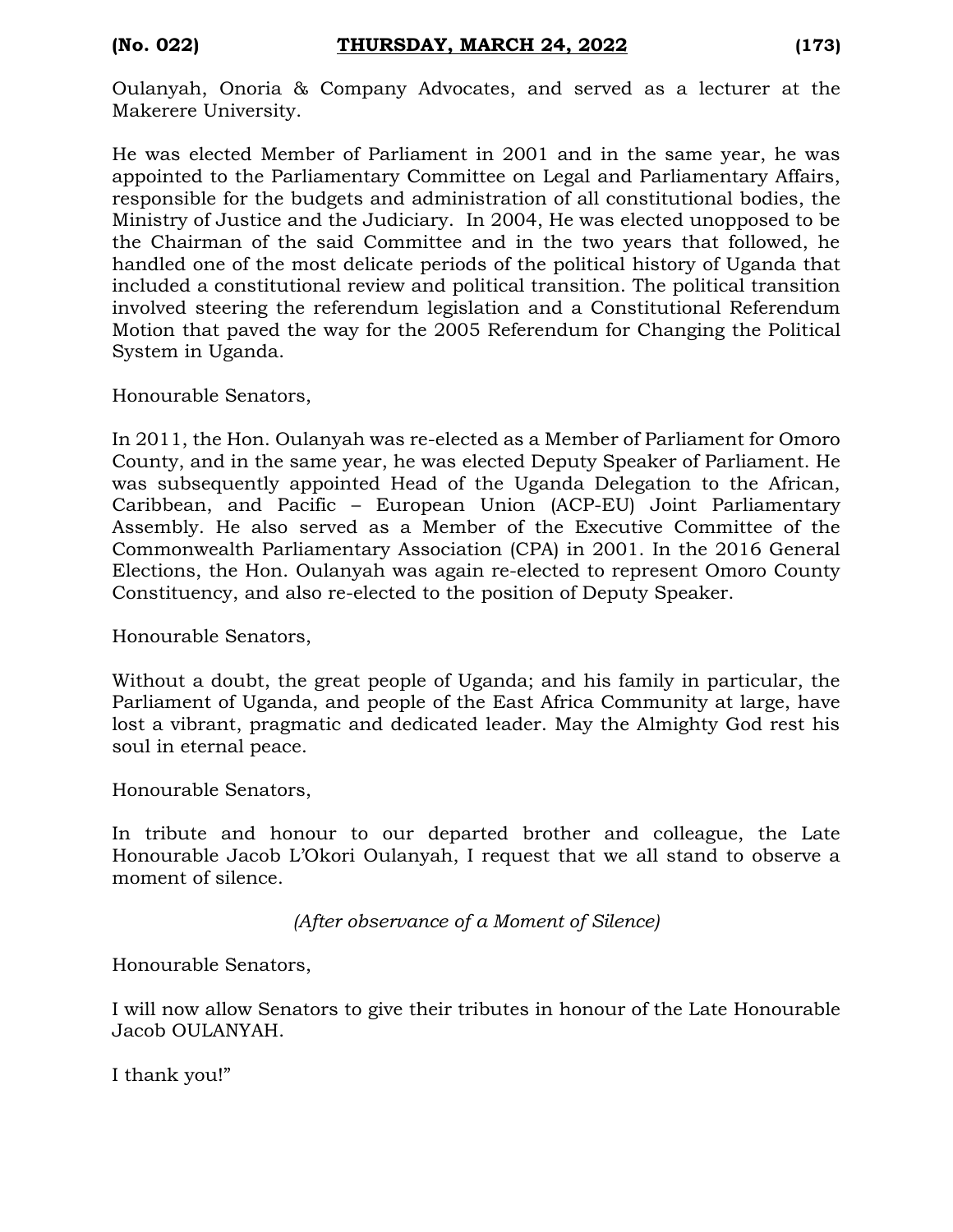Oulanyah, Onoria & Company Advocates, and served as a lecturer at the Makerere University.

He was elected Member of Parliament in 2001 and in the same year, he was appointed to the Parliamentary Committee on Legal and Parliamentary Affairs, responsible for the budgets and administration of all constitutional bodies, the Ministry of Justice and the Judiciary. In 2004, He was elected unopposed to be the Chairman of the said Committee and in the two years that followed, he handled one of the most delicate periods of the political history of Uganda that included a constitutional review and political transition. The political transition involved steering the referendum legislation and a Constitutional Referendum Motion that paved the way for the 2005 Referendum for Changing the Political System in Uganda.

Honourable Senators,

In 2011, the Hon. Oulanyah was re-elected as a Member of Parliament for Omoro County, and in the same year, he was elected Deputy Speaker of Parliament. He was subsequently appointed Head of the Uganda Delegation to the African, Caribbean, and Pacific – European Union (ACP-EU) Joint Parliamentary Assembly. He also served as a Member of the Executive Committee of the Commonwealth Parliamentary Association (CPA) in 2001. In the 2016 General Elections, the Hon. Oulanyah was again re-elected to represent Omoro County Constituency, and also re-elected to the position of Deputy Speaker.

Honourable Senators,

Without a doubt, the great people of Uganda; and his family in particular, the Parliament of Uganda, and people of the East Africa Community at large, have lost a vibrant, pragmatic and dedicated leader. May the Almighty God rest his soul in eternal peace.

Honourable Senators,

In tribute and honour to our departed brother and colleague, the Late Honourable Jacob L'Okori Oulanyah, I request that we all stand to observe a moment of silence.

*(After observance of a Moment of Silence)*

Honourable Senators,

I will now allow Senators to give their tributes in honour of the Late Honourable Jacob OULANYAH.

I thank you!"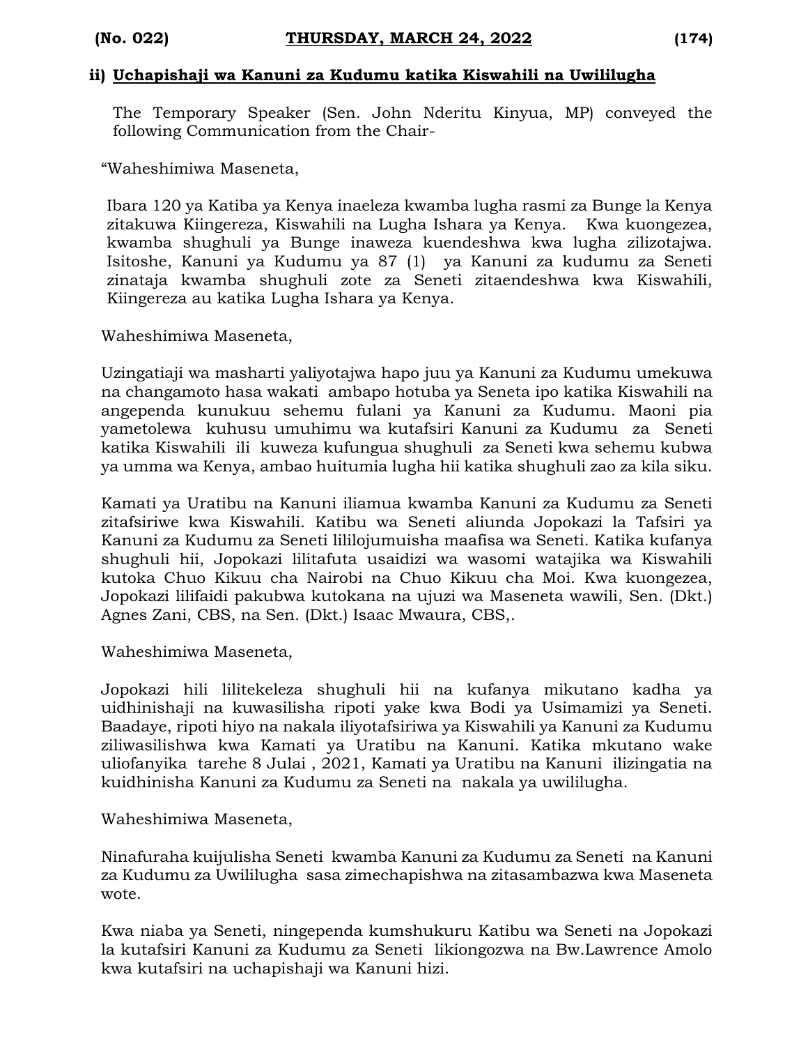## ii) Uchapishaji wa Kanuni za Kudumu katika Kiswahili na Uwililugha

The Temporary Speaker (Sen. John Nderitu Kinyua, MP) conveyed the following Communication from the Chair-

"Waheshimiwa Maseneta,

Ibara 120 ya Katiba ya Kenya inaeleza kwamba lugha rasmi za Bunge la Kenya zitakuwa Kiingereza, Kiswahili na Lugha Ishara ya Kenya. Kwa kuongezea, kwamba shughuli ya Bunge inaweza kuendeshwa kwa lugha zilizotajwa. Isitoshe, Kanuni ya Kudumu ya 87 (1) ya Kanuni za kudumu za Seneti zinataja kwamba shughuli zote za Seneti zitaendeshwa kwa Kiswahili, Kiingereza au katika Lugha Ishara ya Kenya.

Waheshimiwa Maseneta,

Uzingatiaji wa masharti yaliyotajwa hapo juu ya Kanuni za Kudumu umekuwa na changamoto hasa wakati ambapo hotuba ya Seneta ipo katika Kiswahili na angependa kunukuu sehemu fulani ya Kanuni za Kudumu. Maoni pia yametolewa kuhusu umuhimu wa kutafsiri Kanuni za Kudumu za Seneti katika Kiswahili ili kuweza kufungua shughuli za Seneti kwa sehemu kubwa ya umma wa Kenya, ambao huitumia lugha hii katika shughuli zao za kila siku.

Kamati ya Uratibu na Kanuni iliamua kwamba Kanuni za Kudumu za Seneti zitafsiriwe kwa Kiswahili. Katibu wa Seneti aliunda Jopokazi la Tafsiri ya Kanuni za Kudumu za Seneti lililojumuisha maafisa wa Seneti. Katika kufanya shughuli hii, Jopokazi lilitafuta usaidizi wa wasomi watajika wa Kiswahili kutoka Chuo Kikuu cha Nairobi na Chuo Kikuu cha Moi. Kwa kuongezea, Jopokazi lilifaidi pakubwa kutokana na ujuzi wa Maseneta wawili, Sen. (Dkt.) Agnes Zani, CBS, na Sen. (Dkt.) Isaac Mwaura, CBS,.

Waheshimiwa Maseneta,

Jopokazi hili lilitekeleza shughuli hii na kufanya mikutano kadha ya uidhinishaji na kuwasilisha ripoti yake kwa Bodi ya Usimamizi ya Seneti. Baadaye, ripoti hiyo na nakala iliyotafsiriwa ya Kiswahili ya Kanuni za Kudumu ziliwasilishwa kwa Kamati ya Uratibu na Kanuni. Katika mkutano wake uliofanyika tarehe 8 Julai , 2021, Kamati ya Uratibu na Kanuni ilizingatia na kuidhinisha Kanuni za Kudumu za Seneti na nakala ya uwililugha.

Waheshimiwa Maseneta,

Ninafuraha kuijulisha Seneti kwamba Kanuni za Kudumu za Seneti na Kanuni za Kudumu za Uwililugha sasa zimechapishwa na zitasambazwa kwa Maseneta wote.

Kwa niaba ya Seneti, ningependa kumshukuru Katibu wa Seneti na Jopokazi la kutafsiri Kanuni za Kudumu za Seneti likiongozwa na Bw.Lawrence Amolo kwa kutafsiri na uchapishaji wa Kanuni hizi.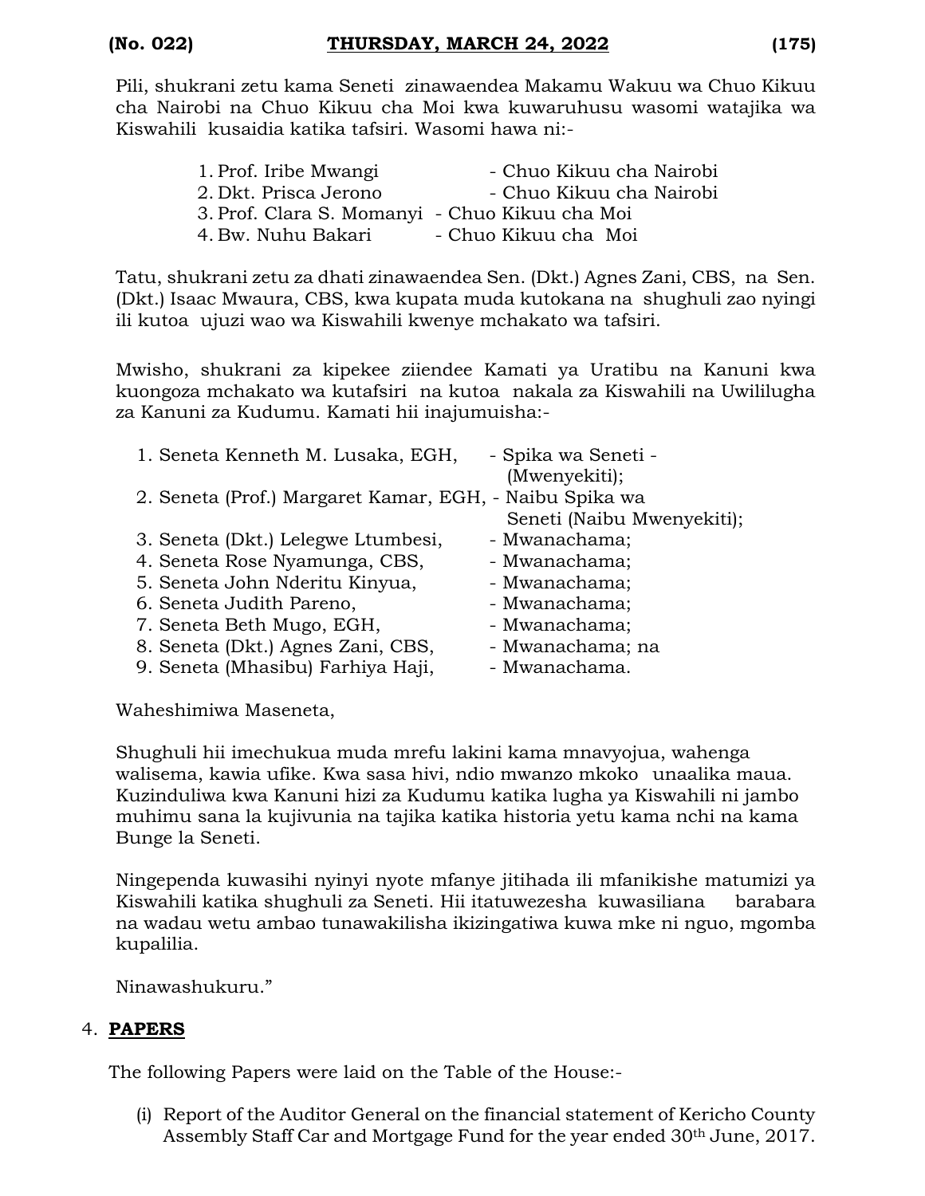Pili, shukrani zetu kama Seneti zinawaendea Makamu Wakuu wa Chuo Kikuu cha Nairobi na Chuo Kikuu cha Moi kwa kuwaruhusu wasomi watajika wa Kiswahili kusaidia katika tafsiri. Wasomi hawa ni:-

1. Prof. Iribe Mwangi - Chuo Kikuu cha Nairobi
2. Dkt. Prisca Jerono - Chuo Kikuu cha Nairobi
3. Prof. Clara S. Momanyi - Chuo Kikuu cha Moi
4. Bw. Nuhu Bakari - Chuo Kikuu cha Moi

Tatu, shukrani zetu za dhati zinawaendea Sen. (Dkt.) Agnes Zani, CBS, na Sen. (Dkt.) Isaac Mwaura, CBS, kwa kupata muda kutokana na shughuli zao nyingi ili kutoa ujuzi wao wa Kiswahili kwenye mchakato wa tafsiri.

Mwisho, shukrani za kipekee ziiendee Kamati ya Uratibu na Kanuni kwa kuongoza mchakato wa kutafsiri na kutoa nakala za Kiswahili na Uwililugha za Kanuni za Kudumu. Kamati hii inajumuisha:-

1. Seneta Kenneth M. Lusaka, EGH, - Spika wa Seneti - (Mwenyekiti);
2. Seneta (Prof.) Margaret Kamar, EGH, - Naibu Spika wa Seneti (Naibu Mwenyekiti);
3. Seneta (Dkt.) Lelegwe Ltumbesi, - Mwanachama;
4. Seneta Rose Nyamunga, CBS, - Mwanachama;
5. Seneta John Nderitu Kinyua, - Mwanachama;
6. Seneta Judith Pareno, - Mwanachama;
7. Seneta Beth Mugo, EGH, - Mwanachama;
8. Seneta (Dkt.) Agnes Zani, CBS, - Mwanachama; na
9. Seneta (Mhasibu) Farhiya Haji, - Mwanachama.

Waheshimiwa Maseneta,

Shughuli hii imechukua muda mrefu lakini kama mnavyojua, wahenga walisema, kawia ufike. Kwa sasa hivi, ndio mwanzo mkoko unaalika maua. Kuzinduliwa kwa Kanuni hizi za Kudumu katika lugha ya Kiswahili ni jambo muhimu sana la kujivunia na tajika katika historia yetu kama nchi na kama Bunge la Seneti.

Ningependa kuwasihi nyinyi nyote mfanye jitihada ili mfanikishe matumizi ya Kiswahili katika shughuli za Seneti. Hii itatuwezesha kuwasiliana barabara na wadau wetu ambao tunawakilisha ikizingatiwa kuwa mke ni nguo, mgomba kupalilia.

Ninawashukuru."

## 4. **PAPERS**

The following Papers were laid on the Table of the House:-

(i) Report of the Auditor General on the financial statement of Kericho County Assembly Staff Car and Mortgage Fund for the year ended 30th June, 2017.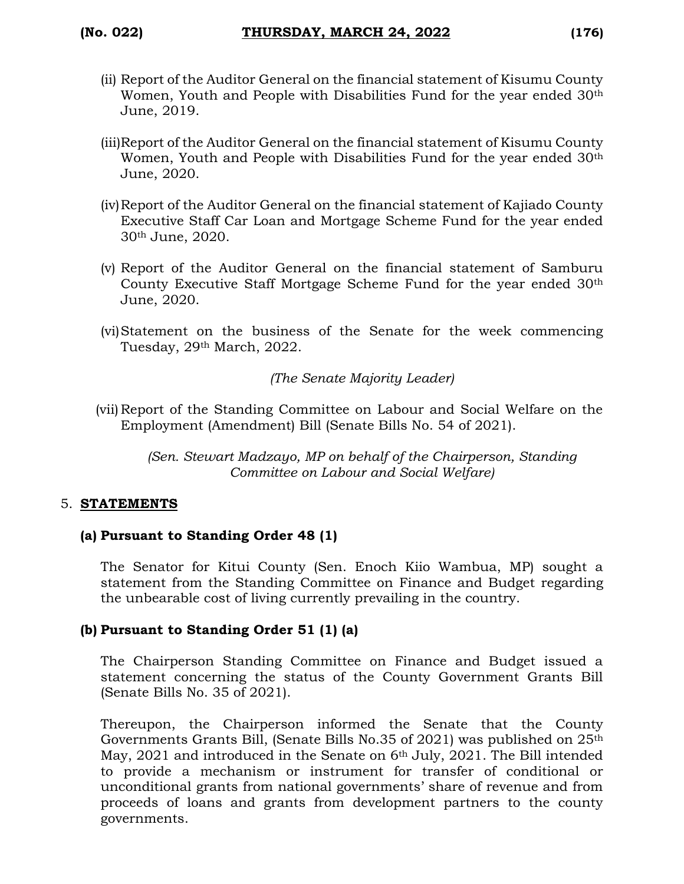(ii) Report of the Auditor General on the financial statement of Kisumu County Women, Youth and People with Disabilities Fund for the year ended 30th June, 2019.

(iii) Report of the Auditor General on the financial statement of Kisumu County Women, Youth and People with Disabilities Fund for the year ended 30th June, 2020.

(iv) Report of the Auditor General on the financial statement of Kajiado County Executive Staff Car Loan and Mortgage Scheme Fund for the year ended 30th June, 2020.

(v) Report of the Auditor General on the financial statement of Samburu County Executive Staff Mortgage Scheme Fund for the year ended 30th June, 2020.

(vi) Statement on the business of the Senate for the week commencing Tuesday, 29th March, 2022.

*(The Senate Majority Leader)*

(vii) Report of the Standing Committee on Labour and Social Welfare on the Employment (Amendment) Bill (Senate Bills No. 54 of 2021).

*(Sen. Stewart Madzayo, MP on behalf of the Chairperson, Standing Committee on Labour and Social Welfare)*

5. **STATEMENTS**

**(a) Pursuant to Standing Order 48 (1)**

The Senator for Kitui County (Sen. Enoch Kiio Wambua, MP) sought a statement from the Standing Committee on Finance and Budget regarding the unbearable cost of living currently prevailing in the country.

**(b) Pursuant to Standing Order 51 (1) (a)**

The Chairperson Standing Committee on Finance and Budget issued a statement concerning the status of the County Government Grants Bill (Senate Bills No. 35 of 2021).

Thereupon, the Chairperson informed the Senate that the County Governments Grants Bill, (Senate Bills No.35 of 2021) was published on 25th May, 2021 and introduced in the Senate on 6th July, 2021. The Bill intended to provide a mechanism or instrument for transfer of conditional or unconditional grants from national governments' share of revenue and from proceeds of loans and grants from development partners to the county governments.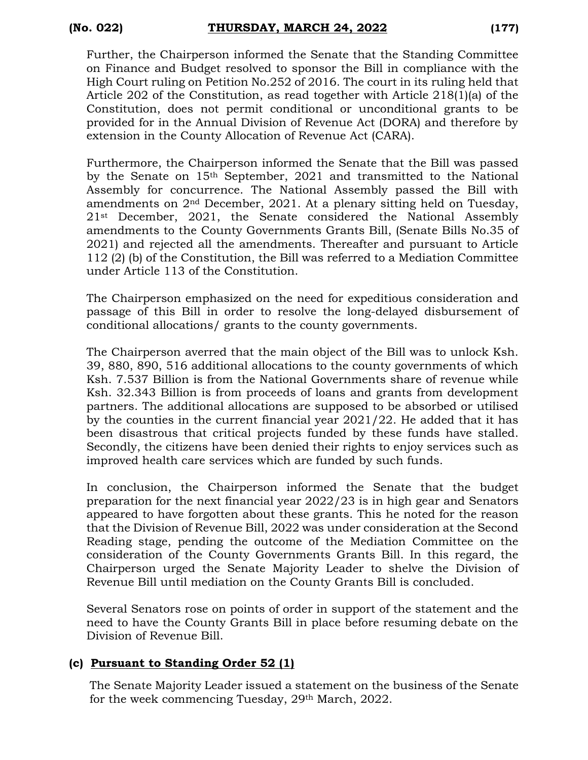Further, the Chairperson informed the Senate that the Standing Committee on Finance and Budget resolved to sponsor the Bill in compliance with the High Court ruling on Petition No.252 of 2016. The court in its ruling held that Article 202 of the Constitution, as read together with Article 218(1)(a) of the Constitution, does not permit conditional or unconditional grants to be provided for in the Annual Division of Revenue Act (DORA) and therefore by extension in the County Allocation of Revenue Act (CARA).

Furthermore, the Chairperson informed the Senate that the Bill was passed by the Senate on 15th September, 2021 and transmitted to the National Assembly for concurrence. The National Assembly passed the Bill with amendments on 2nd December, 2021. At a plenary sitting held on Tuesday, 21st December, 2021, the Senate considered the National Assembly amendments to the County Governments Grants Bill, (Senate Bills No.35 of 2021) and rejected all the amendments. Thereafter and pursuant to Article 112 (2) (b) of the Constitution, the Bill was referred to a Mediation Committee under Article 113 of the Constitution.

The Chairperson emphasized on the need for expeditious consideration and passage of this Bill in order to resolve the long-delayed disbursement of conditional allocations/ grants to the county governments.

The Chairperson averred that the main object of the Bill was to unlock Ksh. 39, 880, 890, 516 additional allocations to the county governments of which Ksh. 7.537 Billion is from the National Governments share of revenue while Ksh. 32.343 Billion is from proceeds of loans and grants from development partners. The additional allocations are supposed to be absorbed or utilised by the counties in the current financial year 2021/22. He added that it has been disastrous that critical projects funded by these funds have stalled. Secondly, the citizens have been denied their rights to enjoy services such as improved health care services which are funded by such funds.

In conclusion, the Chairperson informed the Senate that the budget preparation for the next financial year 2022/23 is in high gear and Senators appeared to have forgotten about these grants. This he noted for the reason that the Division of Revenue Bill, 2022 was under consideration at the Second Reading stage, pending the outcome of the Mediation Committee on the consideration of the County Governments Grants Bill. In this regard, the Chairperson urged the Senate Majority Leader to shelve the Division of Revenue Bill until mediation on the County Grants Bill is concluded.

Several Senators rose on points of order in support of the statement and the need to have the County Grants Bill in place before resuming debate on the Division of Revenue Bill.

**(c) Pursuant to Standing Order 52 (1)**

The Senate Majority Leader issued a statement on the business of the Senate for the week commencing Tuesday, 29th March, 2022.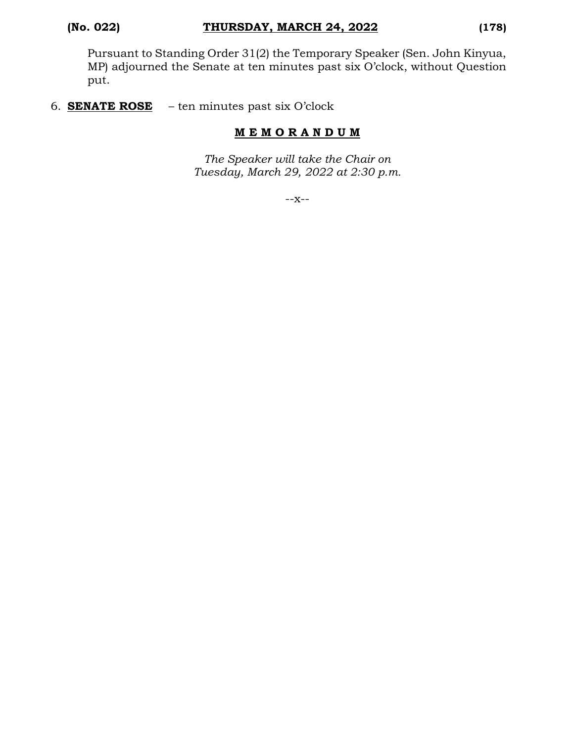Pursuant to Standing Order 31(2) the Temporary Speaker (Sen. John Kinyua, MP) adjourned the Senate at ten minutes past six O'clock, without Question put.

6. **SENATE ROSE** – ten minutes past six O'clock

**M E M O R A N D U M**

*The Speaker will take the Chair on Tuesday, March 29, 2022 at 2:30 p.m.*

--x--